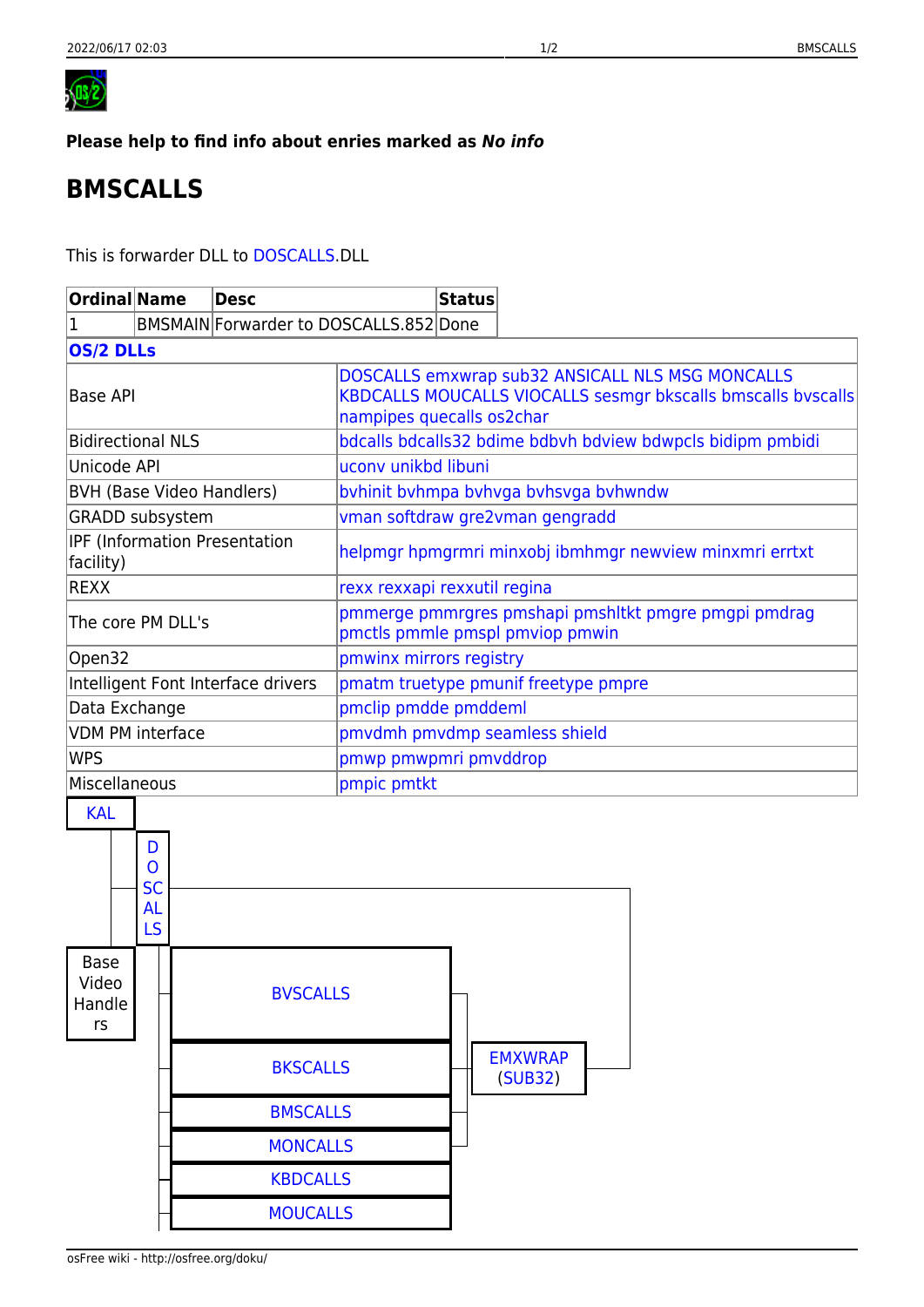**Please help to find info about enries marked as *No info***

# BMSCALLS

This is forwarder DLL to DOSCALLS.DLL

| Ordinal | Name | Desc | Status |
|---|---|---|---|
| 1 | BMSMAIN | Forwarder to DOSCALLS.852 | Done |

| **OS/2 DLLs** | |
|---|---|
| Base API | DOSCALLS emxwrap sub32 ANSICALL NLS MSG MONCALLS KBDCALLS MOUCALLS VIOCALLS sesmgr bkscalls bmscalls bvscalls nampipes quecalls os2char |
| Bidirectional NLS | bdcalls bdcalls32 bdime bdbvh bdview bdwpcls bidipm pmbidi |
| Unicode API | uconv unikbd libuni |
| BVH (Base Video Handlers) | bvhinit bvhmpa bvhvga bvhsvga bvhwndw |
| GRADD subsystem | vman softdraw gre2vman gengradd |
| IPF (Information Presentation facility) | helpmgr hpmgrmri minxobj ibmhmgr newview minxmri errtxt |
| REXX | rexx rexxapi rexxutil regina |
| The core PM DLL's | pmmerge pmmrgres pmshapi pmshltkt pmgre pmgpi pmdrag pmctls pmmle pmspl pmviop pmwin |
| Open32 | pmwinx mirrors registry |
| Intelligent Font Interface drivers | pmatm truetype pmunif freetype pmpre |
| Data Exchange | pmclip pmdde pmddeml |
| VDM PM interface | pmvdmh pmvdmp seamless shield |
| WPS | pmwp pmwpmri pmvddrop |
| Miscellaneous | pmpic pmtkt |

KAL

DOSCALLS

Base Video Handlers

BVSCALLS

BKSCALLS

BMSCALLS

MONCALLS

KBDCALLS

MOUCALLS

EMXWRAP (SUB32)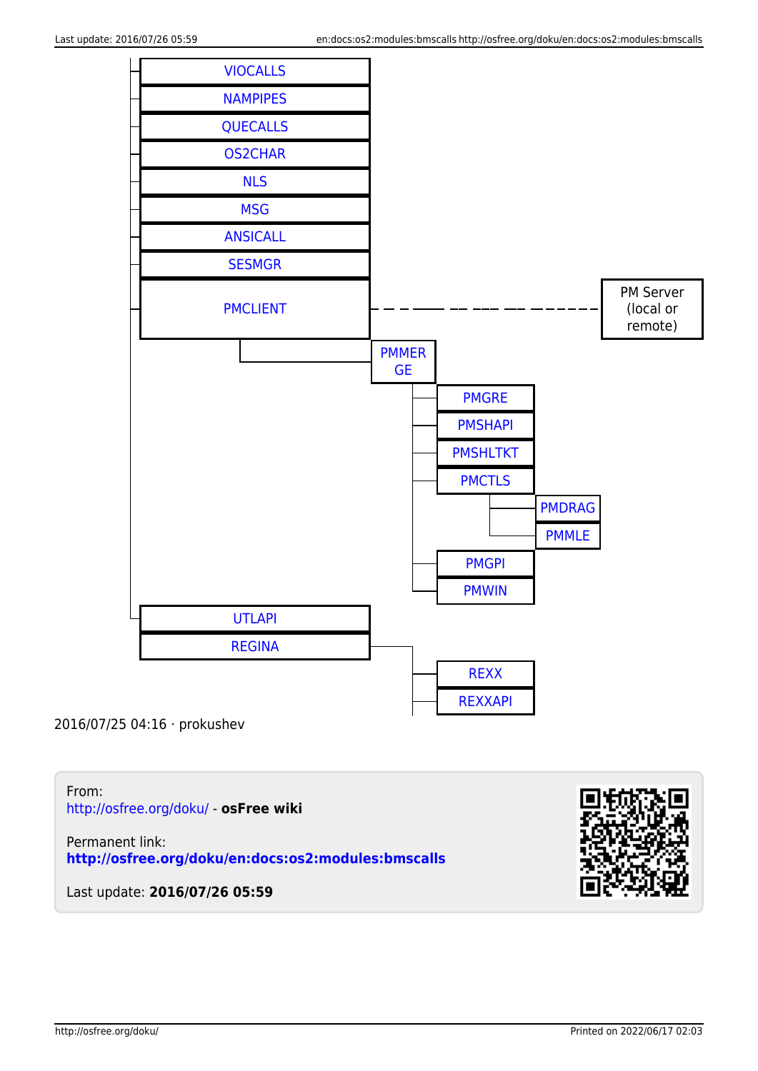VIOCALLS

NAMPIPES

QUECALLS

OS2CHAR

NLS

MSG

ANSICALL

SESMGR

PMCLIENT

PM Server (local or remote)

PMMERGE

PMGRE

PMSHAPI

PMSHLTKT

PMCTLS

PMDRAG

PMMLE

PMGPI

PMWIN

UTLAPI

REGINA

REXX

REXXAPI

2016/07/25 04:16 · prokushev

From:
http://osfree.org/doku/ - **osFree wiki**

Permanent link:
**http://osfree.org/doku/en:docs:os2:modules:bmscalls**

Last update: **2016/07/26 05:59**